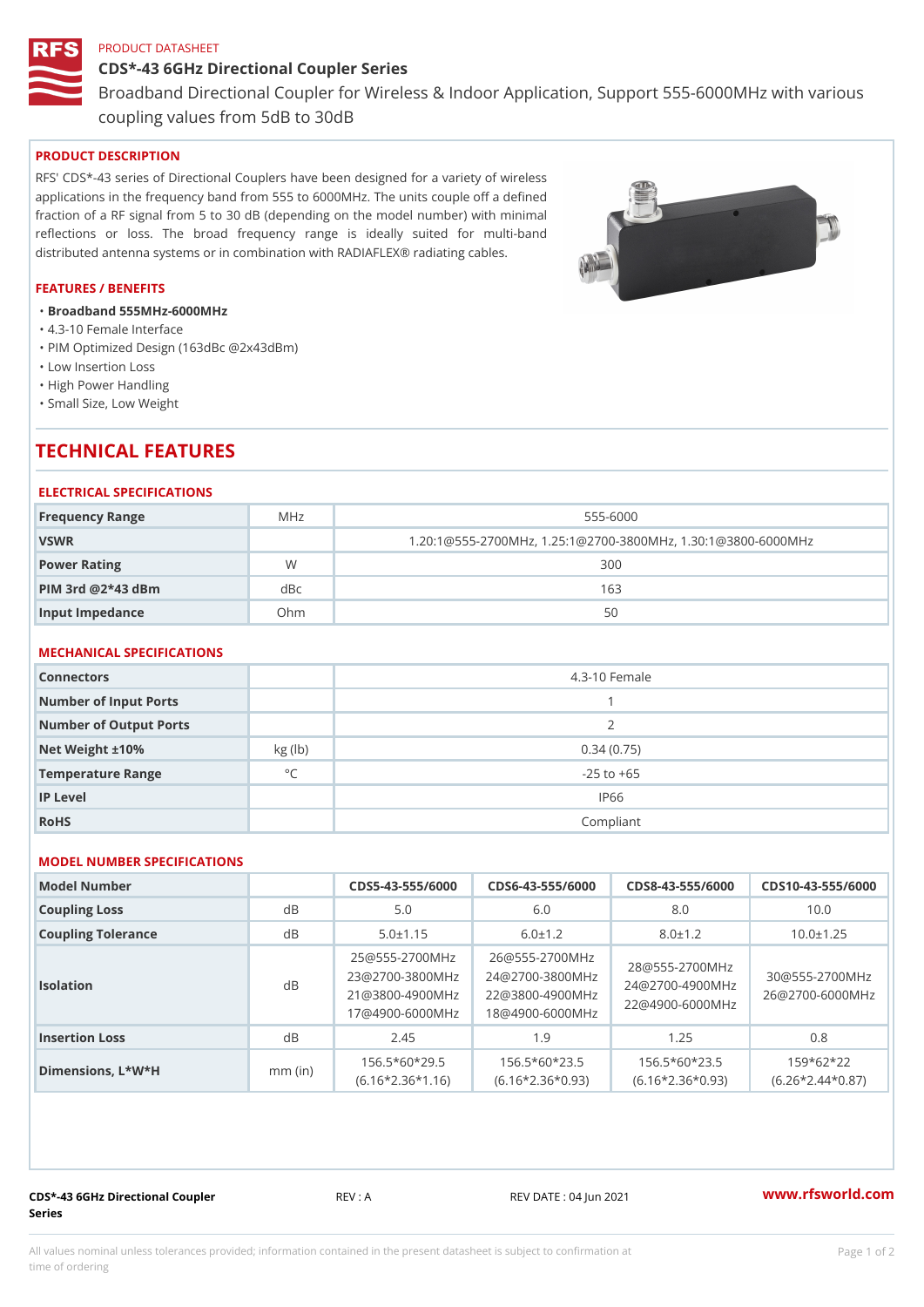PRODUCT DATASHEET

# CDS*-43 6GHz Directional Coupler Series

Broadband Directional Coupler for Wireless & Indoor Application, Support 555-6000MHz with various coupling values from 5dB to 30dB

## PRODUCT DESCRIPTION

RFS' CDS*-43 series of Directional Couplers have been designed for a variety of wireless applications in the frequency band from 555 to 6000MHz. The units couple off a defined fraction of a RF signal from 5 to 30 dB (depending on the model number) with minimal reflections or loss. The broad frequency range is ideally suited for multi-band distributed antenna systems or in combination with RADIAFLEX® radiating cables.

## FEATURES / BENEFITS

- **Broadband 555MHz-6000MHz**
- 4.3-10 Female Interface
- PIM Optimized Design (163dBc @2x43dBm)
- Low Insertion Loss
- High Power Handling
- Small Size, Low Weight

# TECHNICAL FEATURES

### ELECTRICAL SPECIFICATIONS

| | | |
|---|---|---|
| **Frequency Range** | MHz | 555-6000 |
| **VSWR** | | 1.20:1@555-2700MHz, 1.25:1@2700-3800MHz, 1.30:1@3800-6000MHz |
| **Power Rating** | W | 300 |
| **PIM 3rd @2*43 dBm** | dBc | 163 |
| **Input Impedance** | Ohm | 50 |

### MECHANICAL SPECIFICATIONS

| | | |
|---|---|---|
| **Connectors** | | 4.3-10 Female |
| **Number of Input Ports** | | 1 |
| **Number of Output Ports** | | 2 |
| **Net Weight ±10%** | kg (lb) | 0.34 (0.75) |
| **Temperature Range** | °C | -25 to +65 |
| **IP Level** | | IP66 |
| **RoHS** | | Compliant |

### MODEL NUMBER SPECIFICATIONS

| **Model Number** | | CDS5-43-555/6000 | CDS6-43-555/6000 | CDS8-43-555/6000 | CDS10-43-555/6000 |
|---|---|---|---|---|---|
| **Coupling Loss** | dB | 5.0 | 6.0 | 8.0 | 10.0 |
| **Coupling Tolerance** | dB | 5.0±1.15 | 6.0±1.2 | 8.0±1.2 | 10.0±1.25 |
| **Isolation** | dB | 25@555-2700MHz 23@2700-3800MHz 21@3800-4900MHz 17@4900-6000MHz | 26@555-2700MHz 24@2700-3800MHz 22@3800-4900MHz 18@4900-6000MHz | 28@555-2700MHz 24@2700-4900MHz 22@4900-6000MHz | 30@555-2700MHz 26@2700-6000MHz |
| **Insertion Loss** | dB | 2.45 | 1.9 | 1.25 | 0.8 |
| **Dimensions, L*W*H** | mm (in) | 156.5*60*29.5 (6.16*2.36*1.16) | 156.5*60*23.5 (6.16*2.36*0.93) | 156.5*60*23.5 (6.16*2.36*0.93) | 159*62*22 (6.26*2.44*0.87) |

CDS*-43 6GHz Directional Coupler Series | REV : A | REV DATE : 04 Jun 2021 | www.rfsworld.com

All values nominal unless tolerances provided; information contained in the present datasheet is subject to confirmation at time of ordering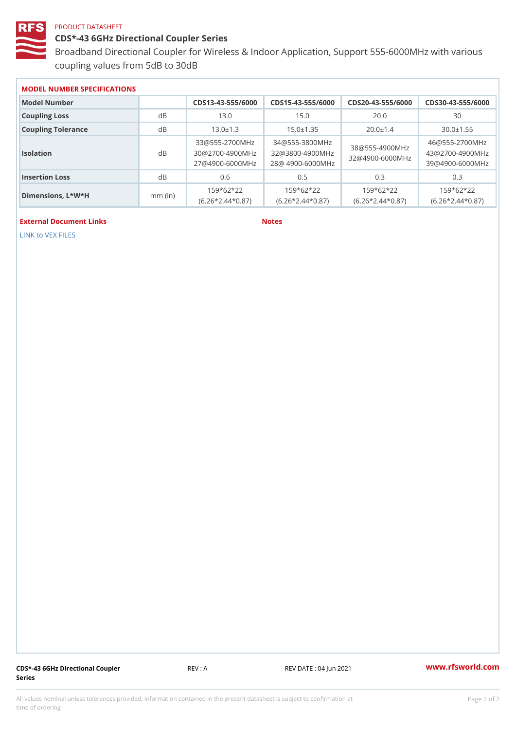PRODUCT DATASHEET

# CDS*-43 6GHz Directional Coupler Series

Broadband Directional Coupler for Wireless & Indoor Application, Support 555-6000MHz with various coupling values from 5dB to 30dB

## MODEL NUMBER SPECIFICATIONS

| Model Number | | CDS13-43-555/6000 | CDS15-43-555/6000 | CDS20-43-555/6000 | CDS30-43-555/6000 |
|---|---|---|---|---|---|
| Coupling Loss | dB | 13.0 | 15.0 | 20.0 | 30 |
| Coupling Tolerance | dB | 13.0±1.3 | 15.0±1.35 | 20.0±1.4 | 30.0±1.55 |
| Isolation | dB | 33@555-2700MHz 30@2700-4900MHz 27@4900-6000MHz | 34@555-3800MHz 32@3800-4900MHz 28@ 4900-6000MHz | 38@555-4900MHz 32@4900-6000MHz | 46@555-2700MHz 43@2700-4900MHz 39@4900-6000MHz |
| Insertion Loss | dB | 0.6 | 0.5 | 0.3 | 0.3 |
| Dimensions, L*W*H | mm (in) | 159*62*22 (6.26*2.44*0.87) | 159*62*22 (6.26*2.44*0.87) | 159*62*22 (6.26*2.44*0.87) | 159*62*22 (6.26*2.44*0.87) |

### External Document Links

LINK to VEX FILES

### Notes

CDS*-43 6GHz Directional Coupler Series | REV : A | REV DATE : 04 Jun 2021 | www.rfsworld.com

All values nominal unless tolerances provided; information contained in the present datasheet is subject to confirmation at time of ordering